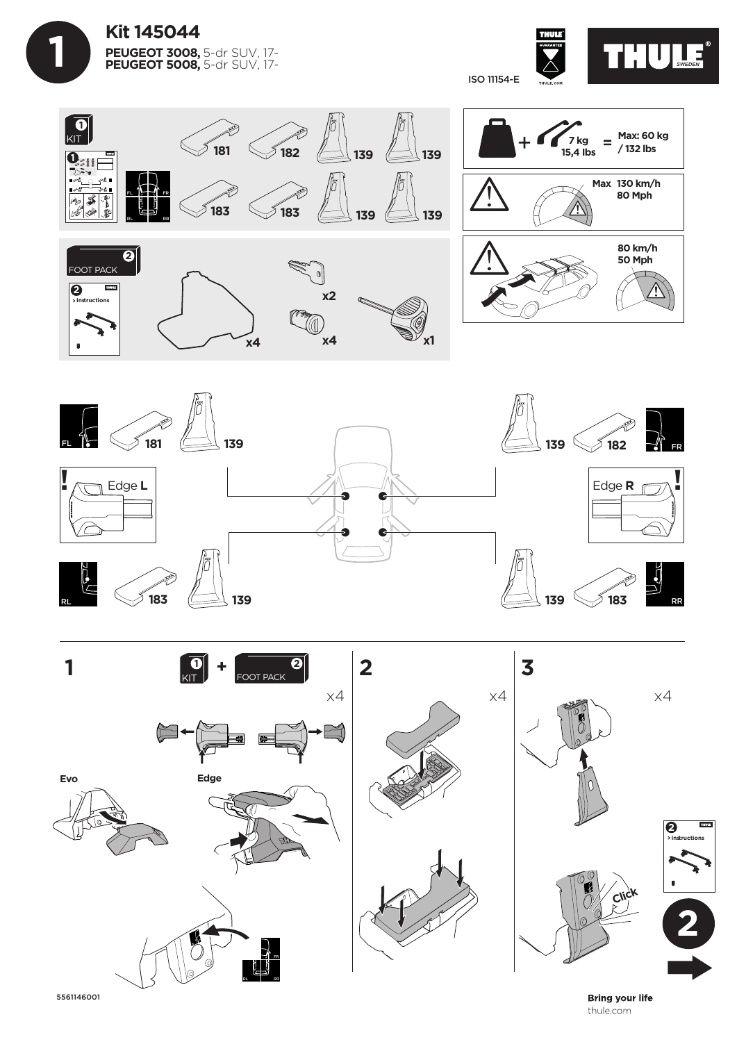# 1

## Kit 145044

**PEUGEOT 3008,** 5-dr SUV, 17-
**PEUGEOT 5008,** 5-dr SUV, 17-

ISO 11154-E

THULE GUARANTEE THULE.COM

THULE® SWEDEN

1 KIT

181 182 139 139
183 183 139 139

FL FR RL RR

2 FOOT PACK

2 > Instructions

x4 x2 x4 x1

+ 7 kg 15,4 lbs = Max: 60 kg / 132 lbs

Max 130 km/h 80 Mph

80 km/h 50 Mph

FL 181 139

139 182 FR

Edge **L**

Edge **R**

RL 183 139

139 183 RR

**1** 1 KIT + 2 FOOT PACK x4

Evo

Edge

FR RL RR

**2** x4

**3** x4

Click

2 > Instructions

2

5561146001

**Bring your life**
thule.com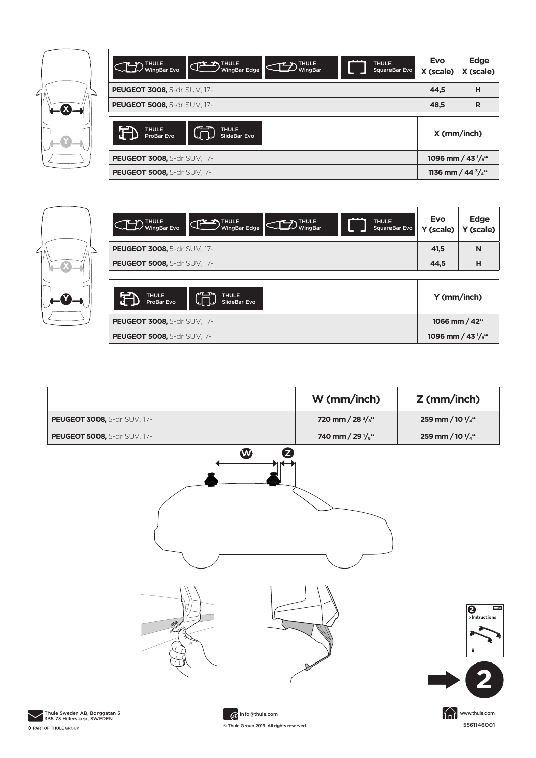| THULE WingBar Evo / THULE WingBar Edge / THULE WingBar / THULE SquareBar Evo | Evo X (scale) | Edge X (scale) |
| --- | --- | --- |
| **PEUGEOT 3008,** 5-dr SUV, 17- | **44,5** | **H** |
| **PEUGEOT 5008,** 5-dr SUV, 17- | **48,5** | **R** |

| THULE ProBar Evo / THULE SlideBar Evo | X (mm/inch) |
| --- | --- |
| **PEUGEOT 3008,** 5-dr SUV, 17- | **1096 mm / 43 1/8"** |
| **PEUGEOT 5008,** 5-dr SUV,17- | **1136 mm / 44 3/4"** |

| THULE WingBar Evo / THULE WingBar Edge / THULE WingBar / THULE SquareBar Evo | Evo Y (scale) | Edge Y (scale) |
| --- | --- | --- |
| **PEUGEOT 3008,** 5-dr SUV, 17- | **41,5** | **N** |
| **PEUGEOT 5008,** 5-dr SUV, 17- | **44,5** | **H** |

| THULE ProBar Evo / THULE SlideBar Evo | Y (mm/inch) |
| --- | --- |
| **PEUGEOT 3008,** 5-dr SUV, 17- | **1066 mm / 42"** |
| **PEUGEOT 5008,** 5-dr SUV,17- | **1096 mm / 43 1/8"** |

| | W (mm/inch) | Z (mm/inch) |
| --- | --- | --- |
| **PEUGEOT 3008,** 5-dr SUV, 17- | **720 mm / 28 3/8"** | **259 mm / 10 1/4"** |
| **PEUGEOT 5008,** 5-dr SUV, 17- | **740 mm / 29 1/8"** | **259 mm / 10 1/4"** |

W

Z

2 > Instructions

2

Thule Sweden AB, Borggatan 5
335 73 Hillerstorp, SWEDEN

PART OF THULE GROUP

info@thule.com

© Thule Group 2019. All rights reserved.

www.thule.com

5561146001